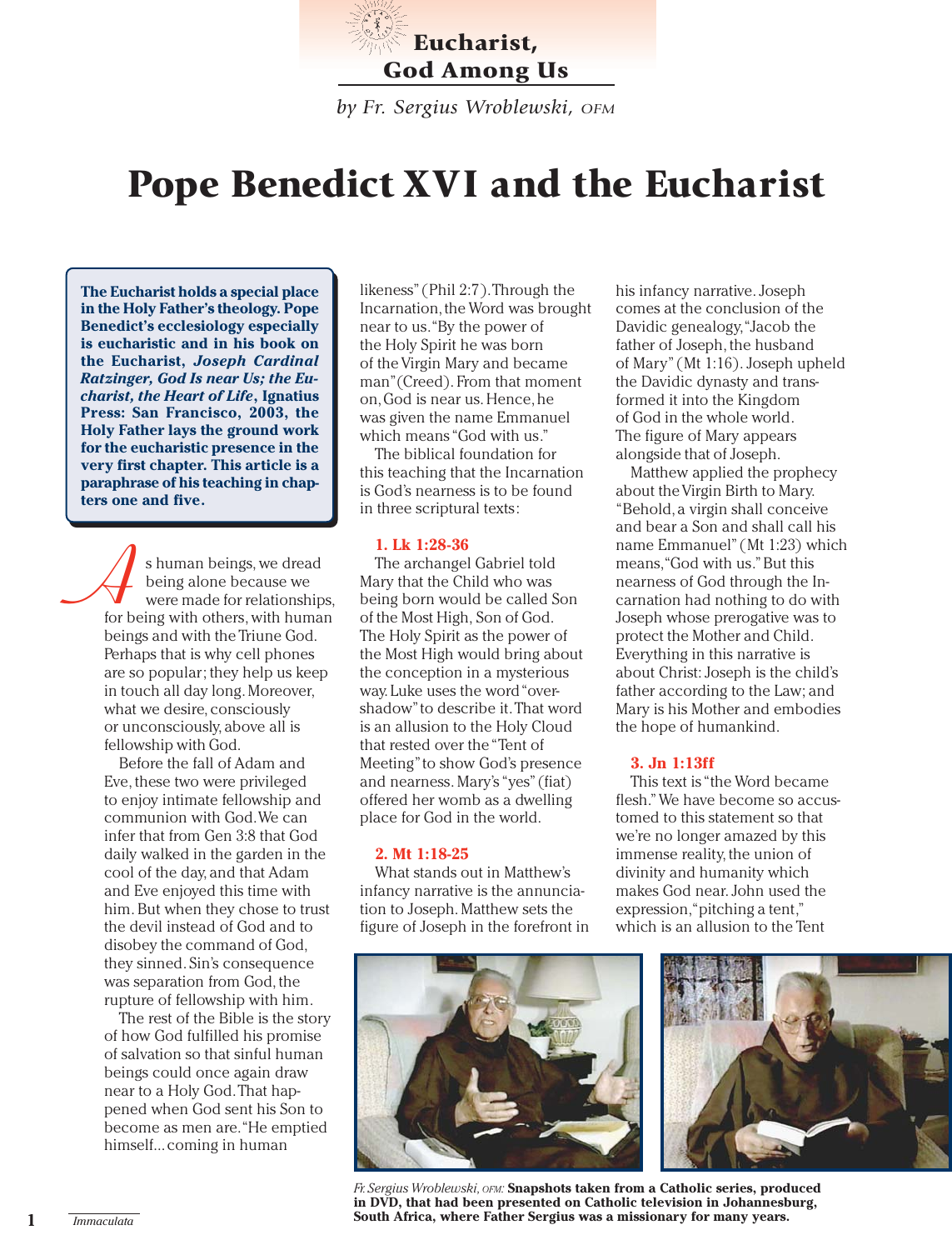# Eucharist, God Among Us

*by Fr. Sergius Wroblewski, OFM*

# Pope Benedict XVI and the Eucharist

**The Eucharist holds a special place in the Holy Father's theology. Pope Benedict's ecclesiology especially is eucharistic and in his book on the Eucharist, *Joseph Cardinal Ratzinger, God Is near Us; the Eucharist, the Heart of Life*, Ignatius Press: San Francisco, 2003, the Holy Father lays the ground work for the eucharistic presence in the very first chapter. This article is a paraphrase of his teaching in chapters one and five.**

As human beings, we dread being alone because we were made for relationships, for being with others, with human beings and with the Triune God. Perhaps that is why cell phones are so popular; they help us keep in touch all day long. Moreover, what we desire, consciously or unconsciously, above all is fellowship with God.

Before the fall of Adam and Eve, these two were privileged to enjoy intimate fellowship and communion with God. We can infer that from Gen 3:8 that God daily walked in the garden in the cool of the day, and that Adam and Eve enjoyed this time with him. But when they chose to trust the devil instead of God and to disobey the command of God, they sinned. Sin's consequence was separation from God, the rupture of fellowship with him.

The rest of the Bible is the story of how God fulfilled his promise of salvation so that sinful human beings could once again draw near to a Holy God. That happened when God sent his Son to become as men are. "He emptied himself... coming in human likeness" (Phil 2:7). Through the Incarnation, the Word was brought near to us. "By the power of the Holy Spirit he was born of the Virgin Mary and became man" (Creed). From that moment on, God is near us. Hence, he was given the name Emmanuel which means "God with us."

The biblical foundation for this teaching that the Incarnation is God's nearness is to be found in three scriptural texts:

### 1. Lk 1:28-36

The archangel Gabriel told Mary that the Child who was being born would be called Son of the Most High, Son of God. The Holy Spirit as the power of the Most High would bring about the conception in a mysterious way. Luke uses the word "overshadow" to describe it. That word is an allusion to the Holy Cloud that rested over the "Tent of Meeting" to show God's presence and nearness. Mary's "yes" (fiat) offered her womb as a dwelling place for God in the world.

### 2. Mt 1:18-25

What stands out in Matthew's infancy narrative is the annunciation to Joseph. Matthew sets the figure of Joseph in the forefront in his infancy narrative. Joseph comes at the conclusion of the Davidic genealogy, "Jacob the father of Joseph, the husband of Mary" (Mt 1:16). Joseph upheld the Davidic dynasty and transformed it into the Kingdom of God in the whole world. The figure of Mary appears alongside that of Joseph.

Matthew applied the prophecy about the Virgin Birth to Mary. "Behold, a virgin shall conceive and bear a Son and shall call his name Emmanuel" (Mt 1:23) which means, "God with us." But this nearness of God through the Incarnation had nothing to do with Joseph whose prerogative was to protect the Mother and Child. Everything in this narrative is about Christ: Joseph is the child's father according to the Law; and Mary is his Mother and embodies the hope of humankind.

### 3. Jn 1:13ff

This text is "the Word became flesh." We have become so accustomed to this statement so that we're no longer amazed by this immense reality, the union of divinity and humanity which makes God near. John used the expression, "pitching a tent," which is an allusion to the Tent

*Fr. Sergius Wroblewski, OFM:* **Snapshots taken from a Catholic series, produced in DVD, that had been presented on Catholic television in Johannesburg, South Africa, where Father Sergius was a missionary for many years.**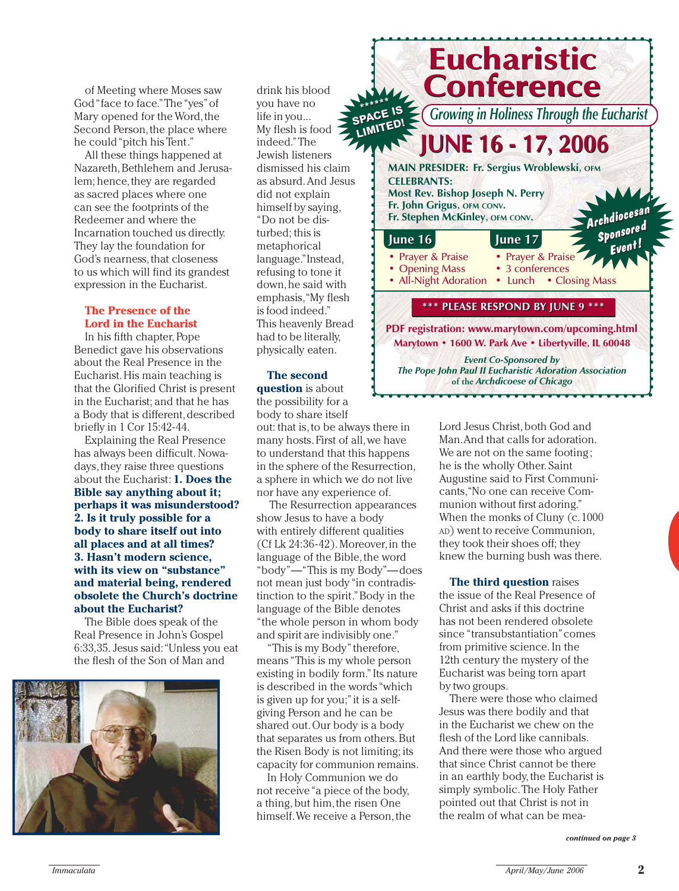of Meeting where Moses saw God "face to face." The "yes" of Mary opened for the Word, the Second Person, the place where he could "pitch his Tent."

All these things happened at Nazareth, Bethlehem and Jerusalem; hence, they are regarded as sacred places where one can see the footprints of the Redeemer and where the Incarnation touched us directly. They lay the foundation for God's nearness, that closeness to us which will find its grandest expression in the Eucharist.

### The Presence of the Lord in the Eucharist

In his fifth chapter, Pope Benedict gave his observations about the Real Presence in the Eucharist. His main teaching is that the Glorified Christ is present in the Eucharist; and that he has a Body that is different, described briefly in 1 Cor 15:42-44.

Explaining the Real Presence has always been difficult. Nowadays, they raise three questions about the Eucharist: **1. Does the Bible say anything about it; perhaps it was misunderstood? 2. Is it truly possible for a body to share itself out into all places and at all times? 3. Hasn't modern science, with its view on "substance" and material being, rendered obsolete the Church's doctrine about the Eucharist?**

The Bible does speak of the Real Presence in John's Gospel 6:33,35. Jesus said: "Unless you eat the flesh of the Son of Man and drink his blood you have no life in you... My flesh is food indeed." The Jewish listeners dismissed his claim as absurd. And Jesus did not explain himself by saying, "Do not be disturbed; this is metaphorical language." Instead, refusing to tone it down, he said with emphasis, "My flesh is food indeed." This heavenly Bread had to be literally, physically eaten.

**The second question** is about the possibility for a body to share itself out: that is, to be always there in many hosts. First of all, we have to understand that this happens in the sphere of the Resurrection, a sphere in which we do not live nor have any experience of.

The Resurrection appearances show Jesus to have a body with entirely different qualities (Cf Lk 24:36-42). Moreover, in the language of the Bible, the word "body"—"This is my Body"—does not mean just body "in contradistinction to the spirit." Body in the language of the Bible denotes "the whole person in whom body and spirit are indivisibly one."

"This is my Body" therefore, means "This is my whole person existing in bodily form." Its nature is described in the words "which is given up for you;" it is a self-giving Person and he can be shared out. Our body is a body that separates us from others. But the Risen Body is not limiting; its capacity for communion remains.

In Holy Communion we do not receive "a piece of the body, a thing, but him, the risen One himself. We receive a Person, the Lord Jesus Christ, both God and Man. And that calls for adoration. We are not on the same footing; he is the wholly Other. Saint Augustine said to First Communicants, "No one can receive Communion without first adoring." When the monks of Cluny (c. 1000 AD) went to receive Communion, they took their shoes off; they knew the burning bush was there.

**The third question** raises the issue of the Real Presence of Christ and asks if this doctrine has not been rendered obsolete since "transubstantiation" comes from primitive science. In the 12th century the mystery of the Eucharist was being torn apart by two groups.

There were those who claimed Jesus was there bodily and that in the Eucharist we chew on the flesh of the Lord like cannibals. And there were those who argued that since Christ cannot be there in an earthly body, the Eucharist is simply symbolic. The Holy Father pointed out that Christ is not in the realm of what can be mea-

*continued on page 3*

---

# Eucharistic Conference

*Growing in Holiness Through the Eucharist*

## JUNE 16 - 17, 2006

****** SPACE IS LIMITED!

**MAIN PRESIDER: Fr. Sergius Wroblewski, OFM**
**CELEBRANTS:**
**Most Rev. Bishop Joseph N. Perry**
**Fr. John Grigus, OFM CONV.**
**Fr. Stephen McKinley, OFM CONV.**

*Archdiocesan Sponsored Event!*

**June 16**
- Prayer & Praise
- Opening Mass
- All-Night Adoration

**June 17**
- Prayer & Praise
- 3 conferences
- Lunch
- Closing Mass

**\*\*\* PLEASE RESPOND BY JUNE 9 \*\*\***

**PDF registration: www.marytown.com/upcoming.html**
**Marytown • 1600 W. Park Ave • Libertyville, IL 60048**

*Event Co-Sponsored by*
*The Pope John Paul II Eucharistic Adoration Association*
of the *Archdicoese of Chicago*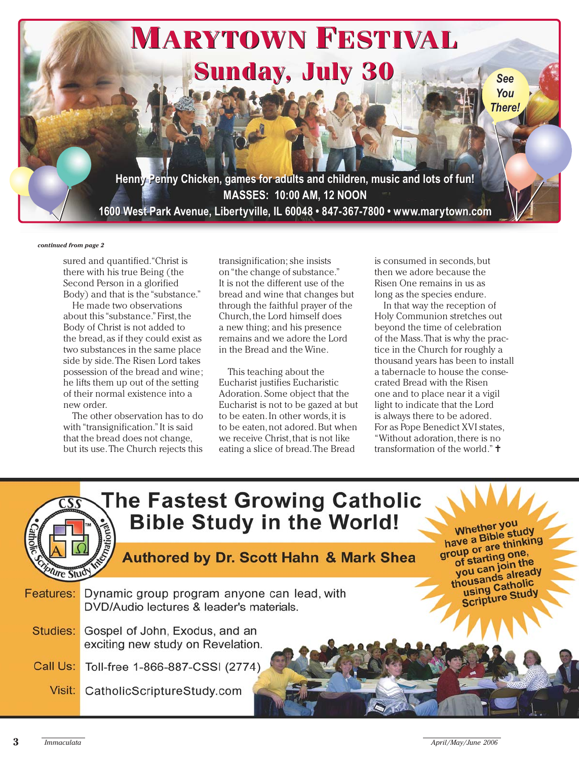# MARYTOWN FESTIVAL

## Sunday, July 30

See You There!

Henny Penny Chicken, games for adults and children, music and lots of fun!

MASSES: 10:00 AM, 12 NOON

1600 West Park Avenue, Libertyville, IL 60048 • 847-367-7800 • www.marytown.com

*continued from page 2*

sured and quantified. "Christ is there with his true Being (the Second Person in a glorified Body) and that is the "substance."

He made two observations about this "substance." First, the Body of Christ is not added to the bread, as if they could exist as two substances in the same place side by side. The Risen Lord takes possession of the bread and wine; he lifts them up out of the setting of their normal existence into a new order.

The other observation has to do with "transignification." It is said that the bread does not change, but its use. The Church rejects this transignification; she insists on "the change of substance." It is not the different use of the bread and wine that changes but through the faithful prayer of the Church, the Lord himself does a new thing; and his presence remains and we adore the Lord in the Bread and the Wine.

This teaching about the Eucharist justifies Eucharistic Adoration. Some object that the Eucharist is not to be gazed at but to be eaten. In other words, it is to be eaten, not adored. But when we receive Christ, that is not like eating a slice of bread. The Bread is consumed in seconds, but then we adore because the Risen One remains in us as long as the species endure.

In that way the reception of Holy Communion stretches out beyond the time of celebration of the Mass. That is why the practice in the Church for roughly a thousand years has been to install a tabernacle to house the consecrated Bread with the Risen one and to place near it a vigil light to indicate that the Lord is always there to be adored. For as Pope Benedict XVI states, "Without adoration, there is no transformation of the world." ✝

---

CSS Catholic Scripture Study International

# The Fastest Growing Catholic Bible Study in the World!

**Authored by Dr. Scott Hahn & Mark Shea**

Whether you have a Bible study group or are thinking of starting one, you can join the thousands already using Catholic Scripture Study

Features: Dynamic group program anyone can lead, with DVD/Audio lectures & leader's materials.

Studies: Gospel of John, Exodus, and an exciting new study on Revelation.

Call Us: Toll-free 1-866-887-CSSI (2774)

Visit: CatholicScriptureStudy.com